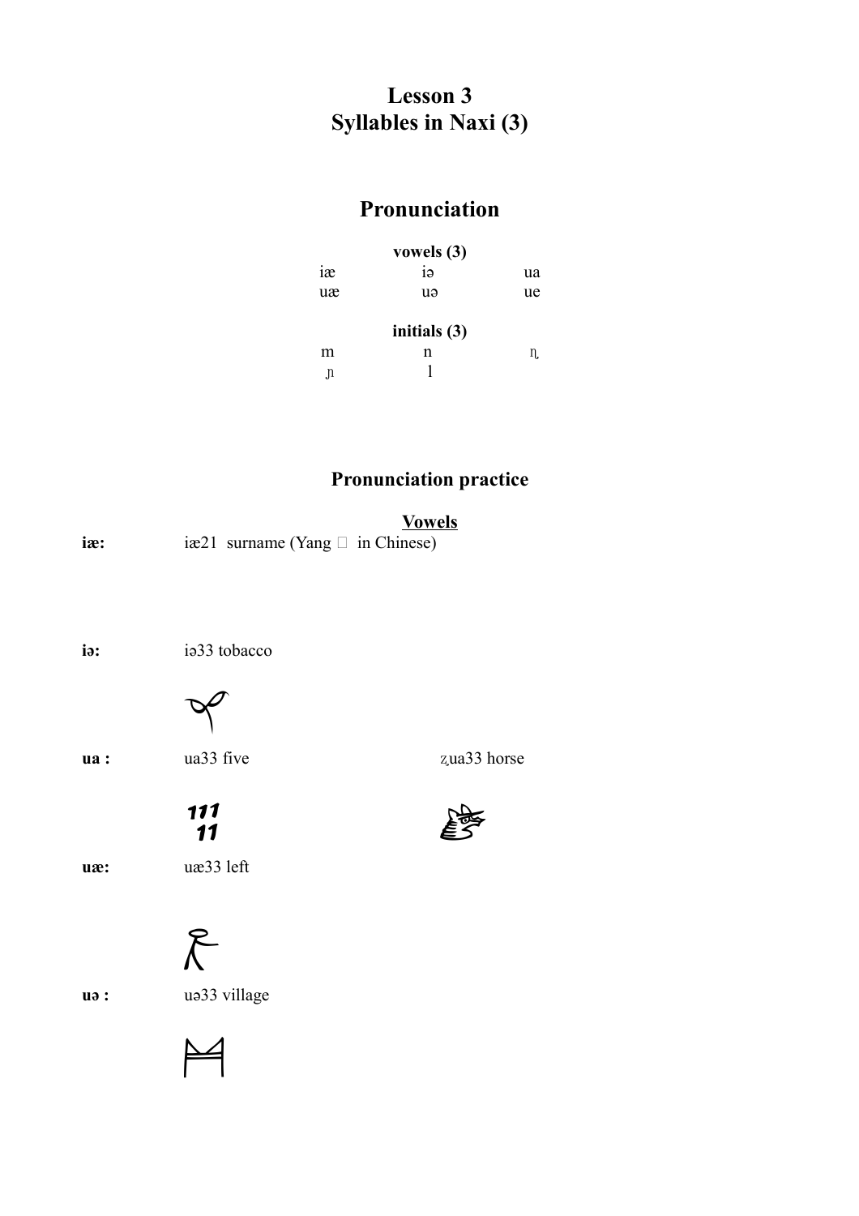# Lesson 3
# Syllables in Naxi (3)

## Pronunciation

**vowels (3)**

| | | |
|---|---|---|
| iæ | iə | ua |
| uæ | uə | ue |

**initials (3)**

| | | |
|---|---|---|
| m | n | ɳ |
| ɲ | l | |

## Pronunciation practice

**Vowels**

**iæ:** iæ21 surname (Yang  in Chinese)

**iə:** iə33 tobacco

**ua :** ua33 five ʐua33 horse

**uæ:** uæ33 left

**uə :** uə33 village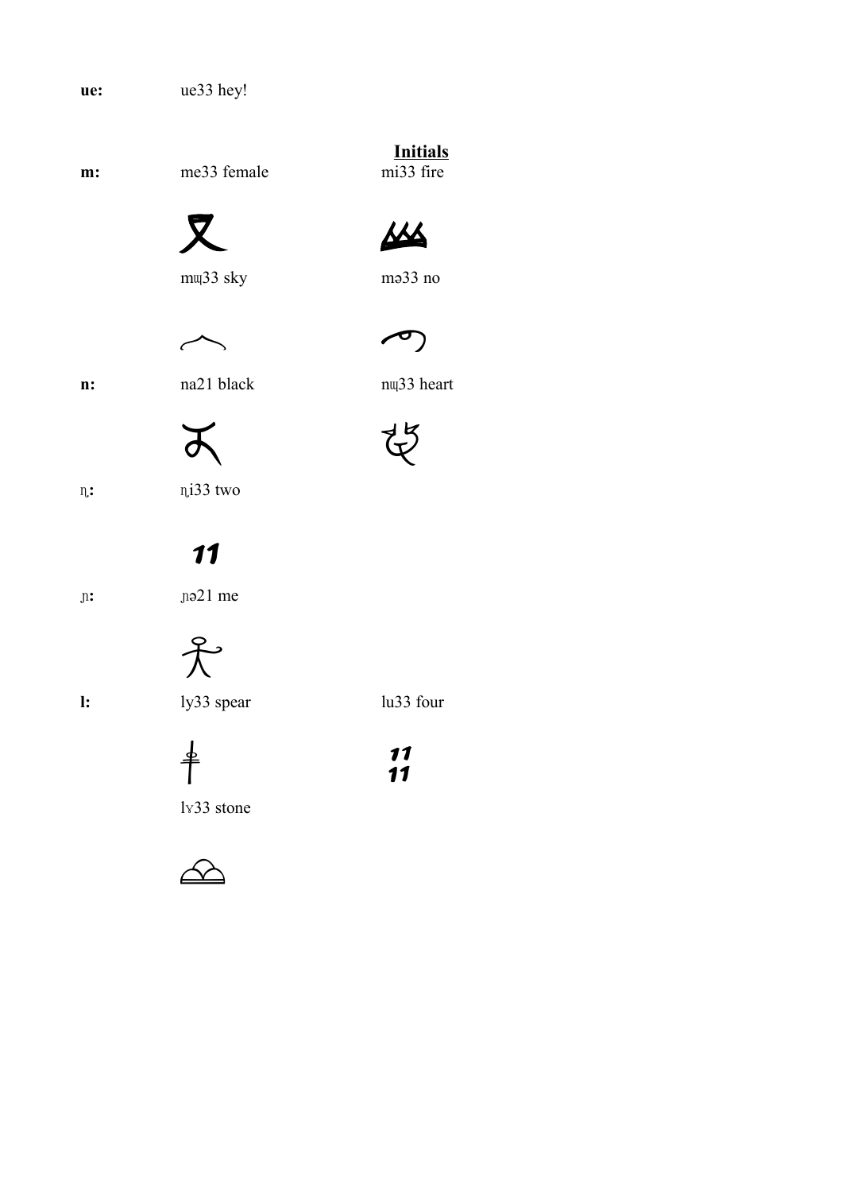**ue:** ue33 hey!

## Initials

**m:** me33 female — mi33 fire

mɯ33 sky — mə33 no

**n:** na21 black — nɯ33 heart

**ȵ:** ȵi33 two

**ɲ:** ɲə21 me

**l:** ly33 spear — lu33 four

lɤ33 stone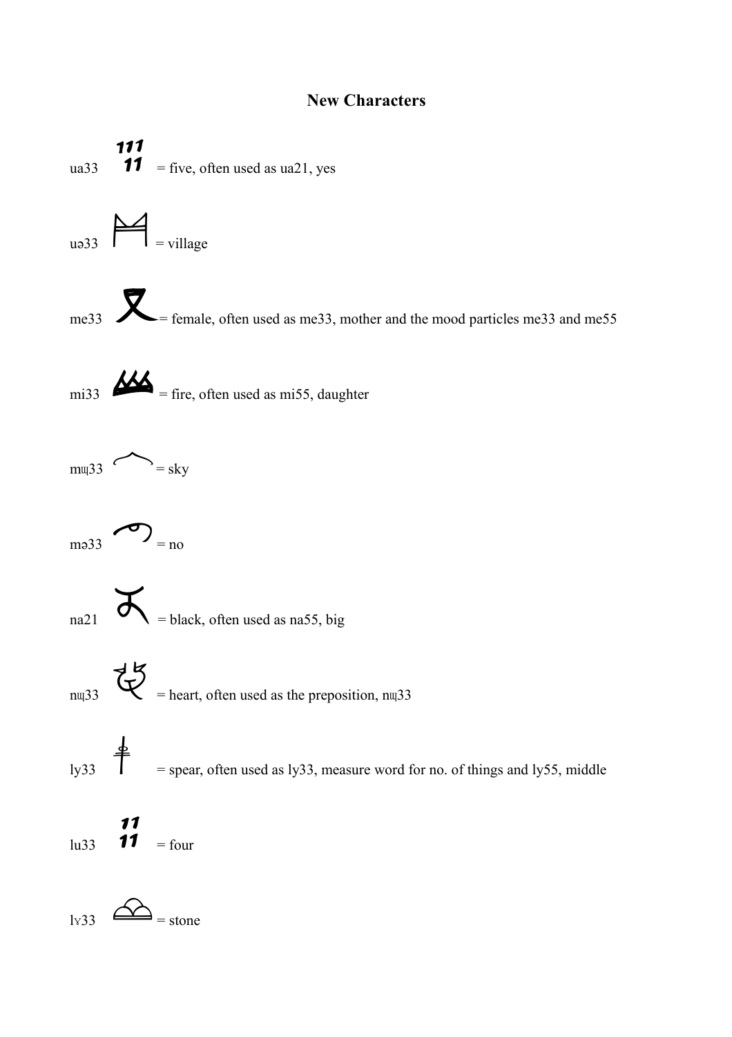# New Characters

ua33 = five, often used as ua21, yes

uə33 = village

me33 = female, often used as me33, mother and the mood particles me33 and me55

mi33 = fire, often used as mi55, daughter

mɯ33 = sky

mə33 = no

na21 = black, often used as na55, big

nɯ33 = heart, often used as the preposition, nɯ33

ly33 = spear, often used as ly33, measure word for no. of things and ly55, middle

lu33 = four

lɤ33 = stone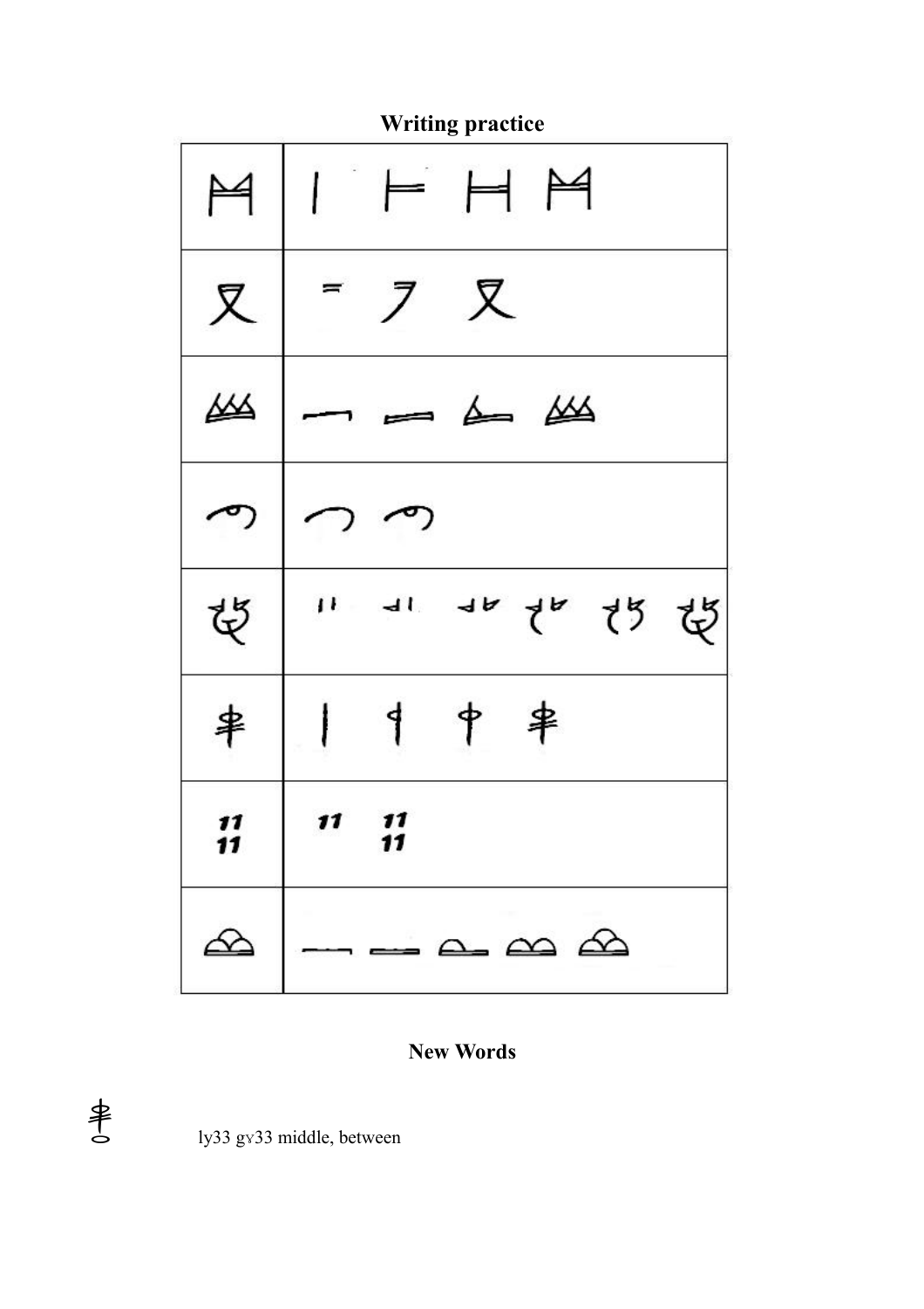## Writing practice

| | |
|---|---|
| | |
| | |
| | |
| | |
| | |
| | |
| 11 11 | 11 11 11 |
| | |

## New Words

ly33 gɤ33 middle, between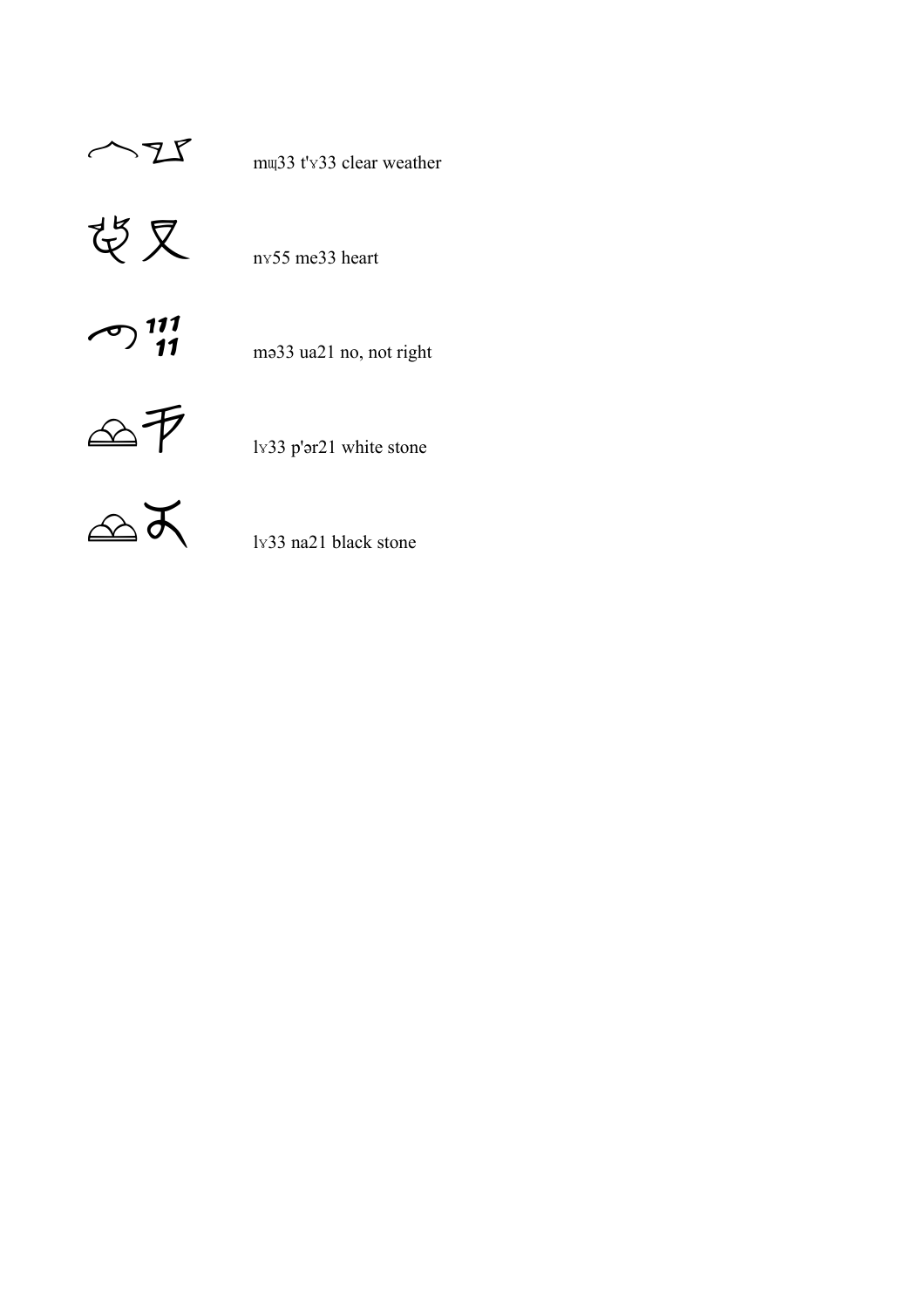mɯ33 t'ɤ33 clear weather

nɤ55 me33 heart

mə33 ua21 no, not right

lɤ33 p'ər21 white stone

lɤ33 na21 black stone